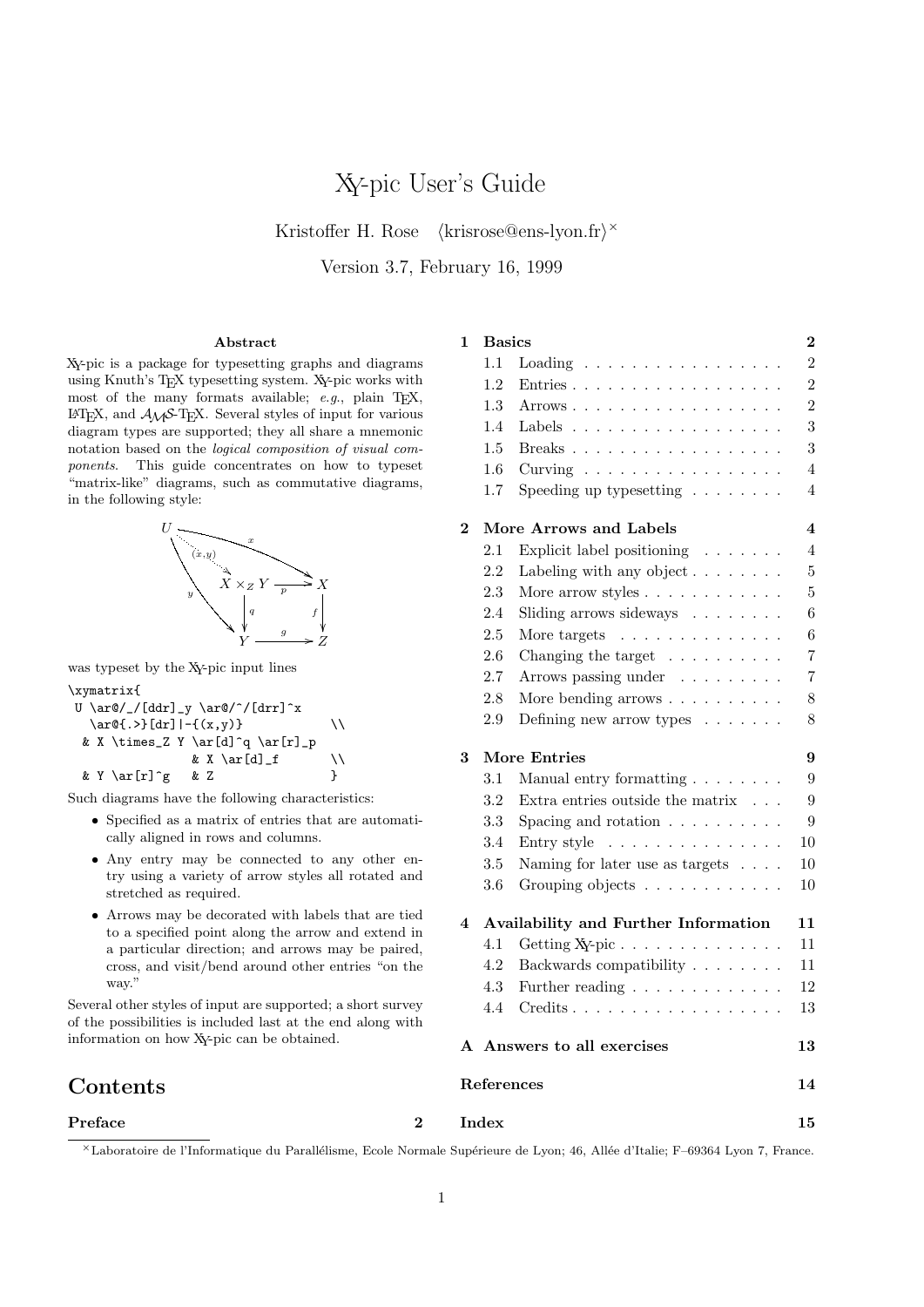# XY-pic User's Guide

Kristoffer H. Rose ⟨krisrose@ens-lyon.fr⟩[×]

Version 3.7, February 16, 1999

### Abstract

XY-pic is a package for typesetting graphs and diagrams using Knuth's TEX typesetting system. XY-pic works with most of the many formats available; *e.g.*, plain TEX, LATEX, and AMS-TEX. Several styles of input for various diagram types are supported; they all share a mnemonic notation based on the *logical composition of visual components*. This guide concentrates on how to typeset "matrix-like" diagrams, such as commutative diagrams, in the following style:

was typeset by the XY-pic input lines

```
\xymatrix{
 U \ar@/_/[ddr]_y \ar@/^/[drr]^x
   \ar@{.>}[dr]|-{(x,y)}             \\
  & X \times_Z Y \ar[d]^q \ar[r]_p
               & X \ar[d]_f          \\
  & Y \ar[r]^g   & Z                 }
```

Such diagrams have the following characteristics:

- Specified as a matrix of entries that are automatically aligned in rows and columns.
- Any entry may be connected to any other entry using a variety of arrow styles all rotated and stretched as required.
- Arrows may be decorated with labels that are tied to a specified point along the arrow and extend in a particular direction; and arrows may be paired, cross, and visit/bend around other entries "on the way."

Several other styles of input are supported; a short survey of the possibilities is included last at the end along with information on how XY-pic can be obtained.

## Contents

**Preface** **2**

**1 Basics** **2**
- 1.1 Loading . . . 2
- 1.2 Entries . . . 2
- 1.3 Arrows . . . 2
- 1.4 Labels . . . 3
- 1.5 Breaks . . . 3
- 1.6 Curving . . . 4
- 1.7 Speeding up typesetting . . . 4

**2 More Arrows and Labels** **4**
- 2.1 Explicit label positioning . . . 4
- 2.2 Labeling with any object . . . 5
- 2.3 More arrow styles . . . 5
- 2.4 Sliding arrows sideways . . . 6
- 2.5 More targets . . . 6
- 2.6 Changing the target . . . 7
- 2.7 Arrows passing under . . . 7
- 2.8 More bending arrows . . . 8
- 2.9 Defining new arrow types . . . 8

**3 More Entries** **9**
- 3.1 Manual entry formatting . . . 9
- 3.2 Extra entries outside the matrix . . . 9
- 3.3 Spacing and rotation . . . 9
- 3.4 Entry style . . . 10
- 3.5 Naming for later use as targets . . . 10
- 3.6 Grouping objects . . . 10

**4 Availability and Further Information** **11**
- 4.1 Getting XY-pic . . . 11
- 4.2 Backwards compatibility . . . 11
- 4.3 Further reading . . . 12
- 4.4 Credits . . . 13

**A Answers to all exercises** **13**

**References** **14**

**Index** **15**

[×] Laboratoire de l'Informatique du Parallélisme, Ecole Normale Supérieure de Lyon; 46, Allée d'Italie; F–69364 Lyon 7, France.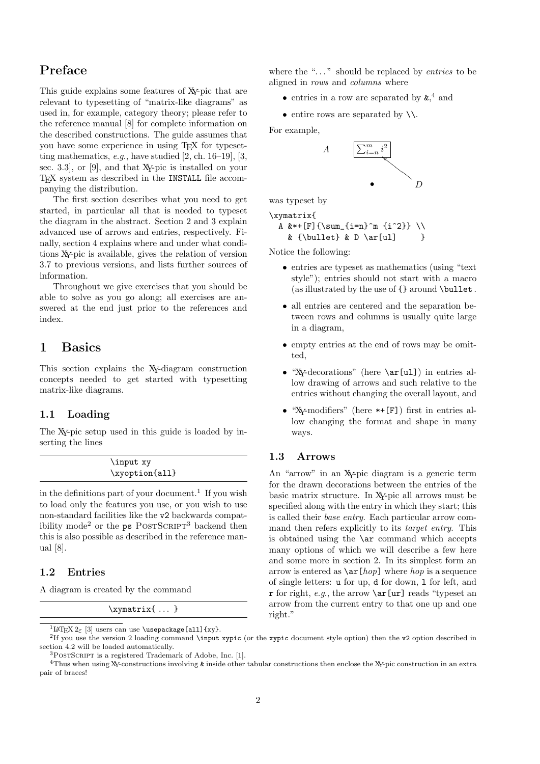# Preface

This guide explains some features of XY-pic that are relevant to typesetting of "matrix-like diagrams" as used in, for example, category theory; please refer to the reference manual [8] for complete information on the described constructions. The guide assumes that you have some experience in using TEX for typesetting mathematics, *e.g.*, have studied [2, ch. 16–19], [3, sec. 3.3], or [9], and that XY-pic is installed on your TEX system as described in the `INSTALL` file accompanying the distribution.

The first section describes what you need to get started, in particular all that is needed to typeset the diagram in the abstract. Section 2 and 3 explain advanced use of arrows and entries, respectively. Finally, section 4 explains where and under what conditions XY-pic is available, gives the relation of version 3.7 to previous versions, and lists further sources of information.

Throughout we give exercises that you should be able to solve as you go along; all exercises are answered at the end just prior to the references and index.

# 1 Basics

This section explains the XY-diagram construction concepts needed to get started with typesetting matrix-like diagrams.

## 1.1 Loading

The XY-pic setup used in this guide is loaded by inserting the lines

```
\input xy
\xyoption{all}
```

in the definitions part of your document.[1] If you wish to load only the features you use, or you wish to use non-standard facilities like the `v2` backwards compatibility mode[2] or the `ps` POSTSCRIPT[3] backend then this is also possible as described in the reference manual [8].

## 1.2 Entries

A diagram is created by the command

```
\xymatrix{ ... }
```

where the "..." should be replaced by *entries* to be aligned in *rows* and *columns* where

- entries in a row are separated by `&`,[4] and
- entire rows are separated by `\\`.

For example,

$$\begin{array}{ccc} A & \boxed{\sum_{i=n}^m i^2} & \\ & \bullet & D \end{array}$$

was typeset by

```
\xymatrix{
  A &*+[F]{\sum_{i=n}^m {i^2}} \\
    & {\bullet} & D \ar[ul]     }
```

Notice the following:

- entries are typeset as mathematics (using "text style"); entries should not start with a macro (as illustrated by the use of `{}` around `\bullet`.
- all entries are centered and the separation between rows and columns is usually quite large in a diagram,
- empty entries at the end of rows may be omitted,
- "XY-decorations" (here `\ar[ul]`) in entries allow drawing of arrows and such relative to the entries without changing the overall layout, and
- "XY-modifiers" (here `*+[F]`) first in entries allow changing the format and shape in many ways.

## 1.3 Arrows

An "arrow" in an XY-pic diagram is a generic term for the drawn decorations between the entries of the basic matrix structure. In XY-pic all arrows must be specified along with the entry in which they start; this is called their *base entry*. Each particular arrow command then refers explicitly to its *target entry*. This is obtained using the `\ar` command which accepts many options of which we will describe a few here and some more in section 2. In its simplest form an arrow is entered as `\ar[`*hop*`]` where *hop* is a sequence of single letters: `u` for up, `d` for down, `l` for left, and `r` for right, *e.g.*, the arrow `\ar[ur]` reads "typeset an arrow from the current entry to that one up and one right."

---

[1] LATEX $2_\varepsilon$ [3] users can use `\usepackage[all]{xy}`.

[2] If you use the version 2 loading command `\input xypic` (or the `xypic` document style option) then the `v2` option described in section 4.2 will be loaded automatically.

[3] POSTSCRIPT is a registered Trademark of Adobe, Inc. [1].

[4] Thus when using XY-constructions involving `&` inside other tabular constructions then enclose the XY-pic construction in an extra pair of braces!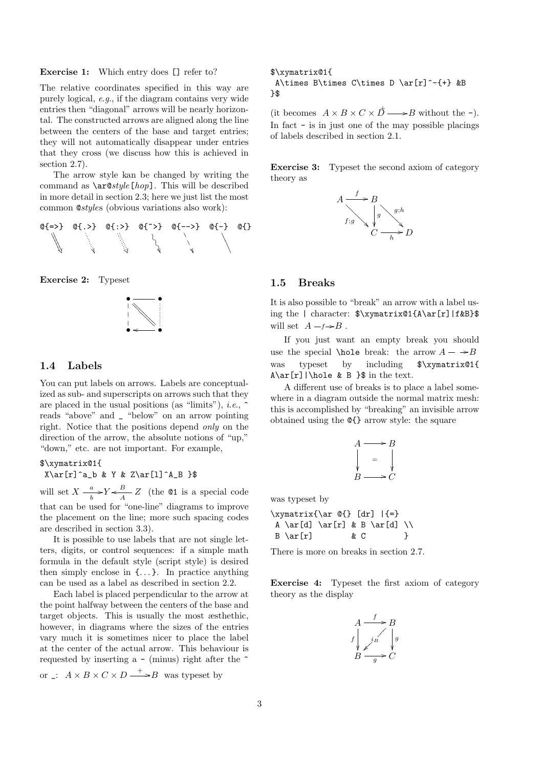**Exercise 1:** Which entry does [] refer to?

The relative coordinates specified in this way are purely logical, *e.g.*, if the diagram contains very wide entries then "diagonal" arrows will be nearly horizontal. The constructed arrows are aligned along the line between the centers of the base and target entries; they will not automatically disappear under entries that they cross (we discuss how this is achieved in section 2.7).

The arrow style kan be changed by writing the command as `\ar@`*style*`[`*hop*`]`. This will be described in more detail in section 2.3; here we just list the most common `@`*style*s (obvious variations also work):

`@{=>}` `@{.>}` `@{:>}` `@{~>}` `@{-->}` `@{-}` `@{}`

**Exercise 2:** Typeset

## 1.4 Labels

You can put labels on arrows. Labels are conceptualized as sub- and superscripts on arrows such that they are placed in the usual positions (as "limits"), *i.e.*, ^ reads "above" and _ "below" on an arrow pointing right. Notice that the positions depend *only* on the direction of the arrow, the absolute notions of "up," "down," etc. are not important. For example,

```
$\xymatrix@1{
 X\ar[r]^a_b & Y & Z\ar[l]^A_B }$
```

will set $X \xrightarrow[b]{a} Y \xleftarrow[A]{B} Z$ (the `@1` is a special code that can be used for "one-line" diagrams to improve the placement on the line; more such spacing codes are described in section 3.3).

It is possible to use labels that are not single letters, digits, or control sequences: if a simple math formula in the default style (script style) is desired then simply enclose in {...}. In practice anything can be used as a label as described in section 2.2.

Each label is placed perpendicular to the arrow at the point halfway between the centers of the base and target objects. This is usually the most æsthethic, however, in diagrams where the sizes of the entries vary much it is sometimes nicer to place the label at the center of the actual arrow. This behaviour is requested by inserting a - (minus) right after the ^ or _: $A \times B \times C \times D \xrightarrow{+} B$ was typeset by

```
$\xymatrix@1{
 A\times B\times C\times D \ar[r]^-{+} &B
}$
```

(it becomes $A \times B \times C \times \overset{+}{D} \longrightarrow B$ without the -). In fact - is in just one of the may possible placings of labels described in section 2.1.

**Exercise 3:** Typeset the second axiom of category theory as

## 1.5 Breaks

It is also possible to "break" an arrow with a label using the | character: `$\xymatrix@1{A\ar[r]|f&B}$` will set $A -f\!\!\to B$ .

If you just want an empty break you should use the special `\hole` break: the arrow $A - \to B$ was typeset by including `$\xymatrix@1{ A\ar[r]|\hole & B }$` in the text.

A different use of breaks is to place a label somewhere in a diagram outside the normal matrix mesh: this is accomplished by "breaking" an invisible arrow obtained using the `@{}` arrow style: the square

was typeset by

```
\xymatrix{\ar @{} [dr] |{=}
 A \ar[d] \ar[r] & B \ar[d] \\
 B \ar[r]        & C        }
```

There is more on breaks in section 2.7.

**Exercise 4:** Typeset the first axiom of category theory as the display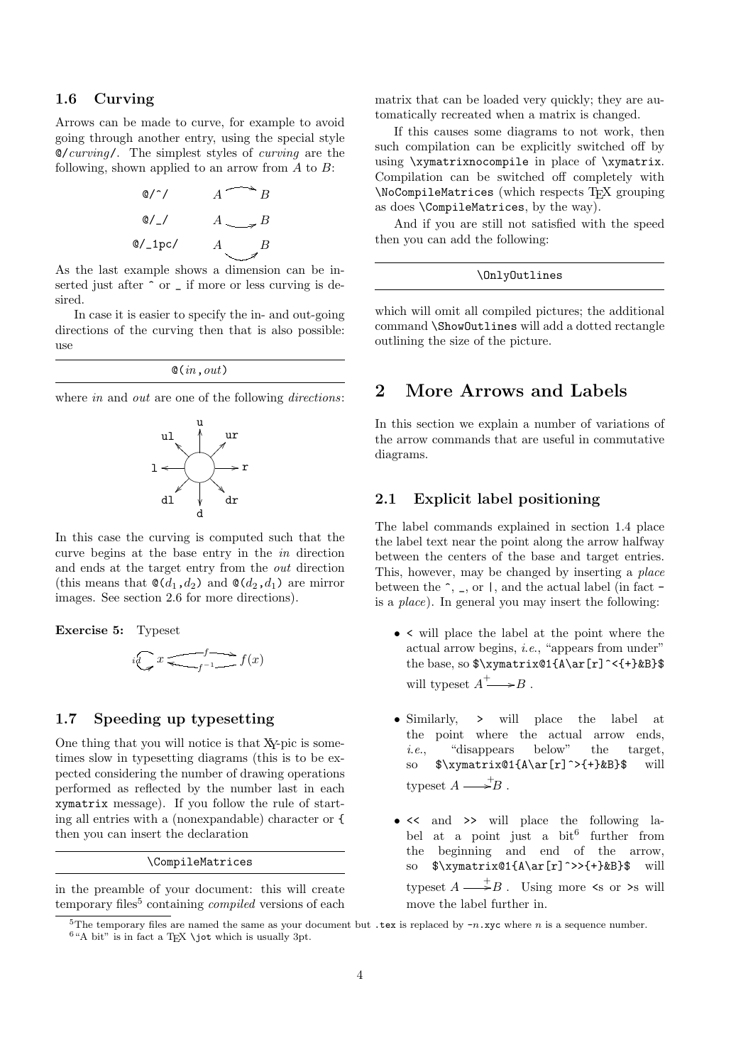### 1.6 Curving

Arrows can be made to curve, for example to avoid going through another entry, using the special style `@/`*curving*`/`. The simplest styles of *curving* are the following, shown applied to an arrow from $A$ to $B$:

```
@/^/        A ⌒→ B
@/_/        A ⌣→ B
@/_1pc/     A ⌣→ B
```

As the last example shows a dimension can be inserted just after `^` or `_` if more or less curving is desired.

In case it is easier to specify the in- and out-going directions of the curving then that is also possible: use

`@(`*in*`,`*out*`)`

where *in* and *out* are one of the following *directions*:

```
      u
  ul     ur
l           r
  dl     dr
      d
```

In this case the curving is computed such that the curve begins at the base entry in the *in* direction and ends at the target entry from the *out* direction (this means that `@(`$d_1$`,`$d_2$`)` and `@(`$d_2$`,`$d_1$`)` are mirror images. See section 2.6 for more directions).

**Exercise 5:** Typeset

$$id \circlearrowleft x \underset{f^{-1}}{\overset{f}{\rightleftarrows}} f(x)$$

### 1.7 Speeding up typesetting

One thing that you will notice is that XY-pic is sometimes slow in typesetting diagrams (this is to be expected considering the number of drawing operations performed as reflected by the number last in each `xymatrix` message). If you follow the rule of starting all entries with a (nonexpandable) character or `{` then you can insert the declaration

```
\CompileMatrices
```

in the preamble of your document: this will create temporary files[5] containing *compiled* versions of each matrix that can be loaded very quickly; they are automatically recreated when a matrix is changed.

If this causes some diagrams to not work, then such compilation can be explicitly switched off by using `\xymatrixnocompile` in place of `\xymatrix`. Compilation can be switched off completely with `\NoCompileMatrices` (which respects TEX grouping as does `\CompileMatrices`, by the way).

And if you are still not satisfied with the speed then you can add the following:

```
\OnlyOutlines
```

which will omit all compiled pictures; the additional command `\ShowOutlines` will add a dotted rectangle outlining the size of the picture.

## 2 More Arrows and Labels

In this section we explain a number of variations of the arrow commands that are useful in commutative diagrams.

### 2.1 Explicit label positioning

The label commands explained in section 1.4 place the label text near the point along the arrow halfway between the centers of the base and target entries. This, however, may be changed by inserting a *place* between the `^`, `_`, or `|`, and the actual label (in fact `-` is a *place*). In general you may insert the following:

- `<` will place the label at the point where the actual arrow begins, *i.e.*, "appears from under" the base, so `$\xymatrix@1{A\ar[r]^<{+}&B}$` will typeset $A \overset{+}{\longrightarrow} B$ .
- Similarly, `>` will place the label at the point where the actual arrow ends, *i.e.*, "disappears below" the target, so `$\xymatrix@1{A\ar[r]^>{+}&B}$` will typeset $A \overset{+}{\longrightarrow} B$ .
- `<<` and `>>` will place the following label at a point just a bit[6] further from the beginning and end of the arrow, so `$\xymatrix@1{A\ar[r]^>>{+}&B}$` will typeset $A \overset{+}{\longrightarrow} B$ . Using more `<`s or `>`s will move the label further in.

[5]The temporary files are named the same as your document but `.tex` is replaced by `-`$n$`.xyc` where $n$ is a sequence number.

[6]"A bit" is in fact a TEX `\jot` which is usually 3pt.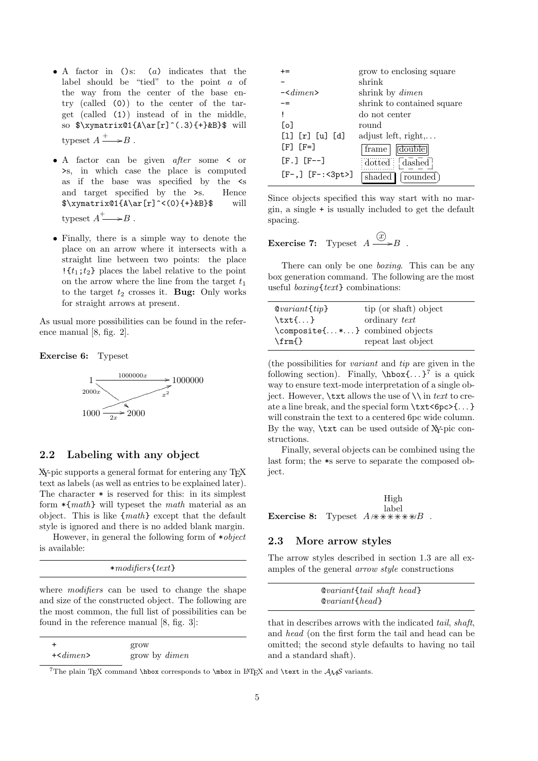- A factor in `()`s: `(`*a*`)` indicates that the label should be "tied" to the point *a* of the way from the center of the base entry (called `(0)`) to the center of the target (called `(1)`) instead of in the middle, so `$\xymatrix@1{A\ar[r]^(.3){+}&B}$` will typeset $A \xrightarrow{+} B$ .

- A factor can be given *after* some `<` or `>`s, in which case the place is computed as if the base was specified by the `<`s and target specified by the `>`s. Hence `$\xymatrix@1{A\ar[r]^<(0){+}&B}$` will typeset $A^{+}\!\!\longrightarrow B$ .

- Finally, there is a simple way to denote the place on an arrow where it intersects with a straight line between two points: the place `!{`$t_1$`;`$t_2$`}` places the label relative to the point on the arrow where the line from the target $t_1$ to the target $t_2$ crosses it. **Bug:** Only works for straight arrows at present.

As usual more possibilities can be found in the reference manual [8, fig. 2].

**Exercise 6:** Typeset

$$\begin{array}{ccc} 1 & \xrightarrow{1000000x} & 1000000 \\ {\scriptstyle 2000x} & & {\scriptstyle x^2} \\ 1000 & \xrightarrow[2x]{} & 2000 \end{array}$$

## 2.2 Labeling with any object

XY-pic supports a general format for entering any TEX text as labels (as well as entries to be explained later). The character `*` is reserved for this: in its simplest form `*{`*math*`}` will typeset the *math* material as an object. This is like `{`*math*`}` except that the default style is ignored and there is no added blank margin.

However, in general the following form of `*`*object* is available:

| `*`*modifiers*`{`*text*`}` |
|---|

where *modifiers* can be used to change the shape and size of the constructed object. The following are the most common, the full list of possibilities can be found in the reference manual [8, fig. 3]:

| | |
|---|---|
| `+` | grow |
| `+<`*dimen*`>` | grow by *dimen* |
| `+=` | grow to enclosing square |
| `-` | shrink |
| `-<`*dimen*`>` | shrink by *dimen* |
| `-=` | shrink to contained square |
| `!` | do not center |
| `[o]` | round |
| `[l] [r] [u] [d]` | adjust left, right,… |
| `[F] [F=]` | frame, double |
| `[F.] [F--]` | dotted, dashed |
| `[F-,] [F-:<3pt>]` | shaded, rounded |

Since objects specified this way start with no margin, a single `+` is usually included to get the default spacing.

**Exercise 7:** Typeset $A \xrightarrow{\textcircled{x}} B$ .

There can only be one *boxing*. This can be any box generation command. The following are the most useful *boxing*`{`*text*`}` combinations:

| | |
|---|---|
| `@`*variant*`{`*tip*`}` | tip (or shaft) object |
| `\txt{`…`}` | ordinary *text* |
| `\composite{`…`*`…`}` | combined objects |
| `\frm{}` | repeat last object |

(the possibilities for *variant* and *tip* are given in the following section). Finally, `\hbox{`…`}`[7] is a quick way to ensure text-mode interpretation of a single object. However, `\txt` allows the use of `\\` in *text* to create a line break, and the special form `\txt<6pc>{`…`}` will constrain the text to a centered 6pc wide column. By the way, `\txt` can be used outside of XY-pic constructions.

Finally, several objects can be combined using the last form; the `*`s serve to separate the composed object.

**Exercise 8:** Typeset $A$ (High label over a line of ∗∗∗∗∗∗∗) $B$ .

## 2.3 More arrow styles

The arrow styles described in section 1.3 are all examples of the general *arrow style* constructions

| `@`*variant*`{`*tail shaft head*`}` |
|---|
| `@`*variant*`{`*head*`}` |

that in describes arrows with the indicated *tail*, *shaft*, and *head* (on the first form the tail and head can be omitted; the second style defaults to having no tail and a standard shaft).

[7] The plain TEX command `\hbox` corresponds to `\mbox` in LATEX and `\text` in the AMS variants.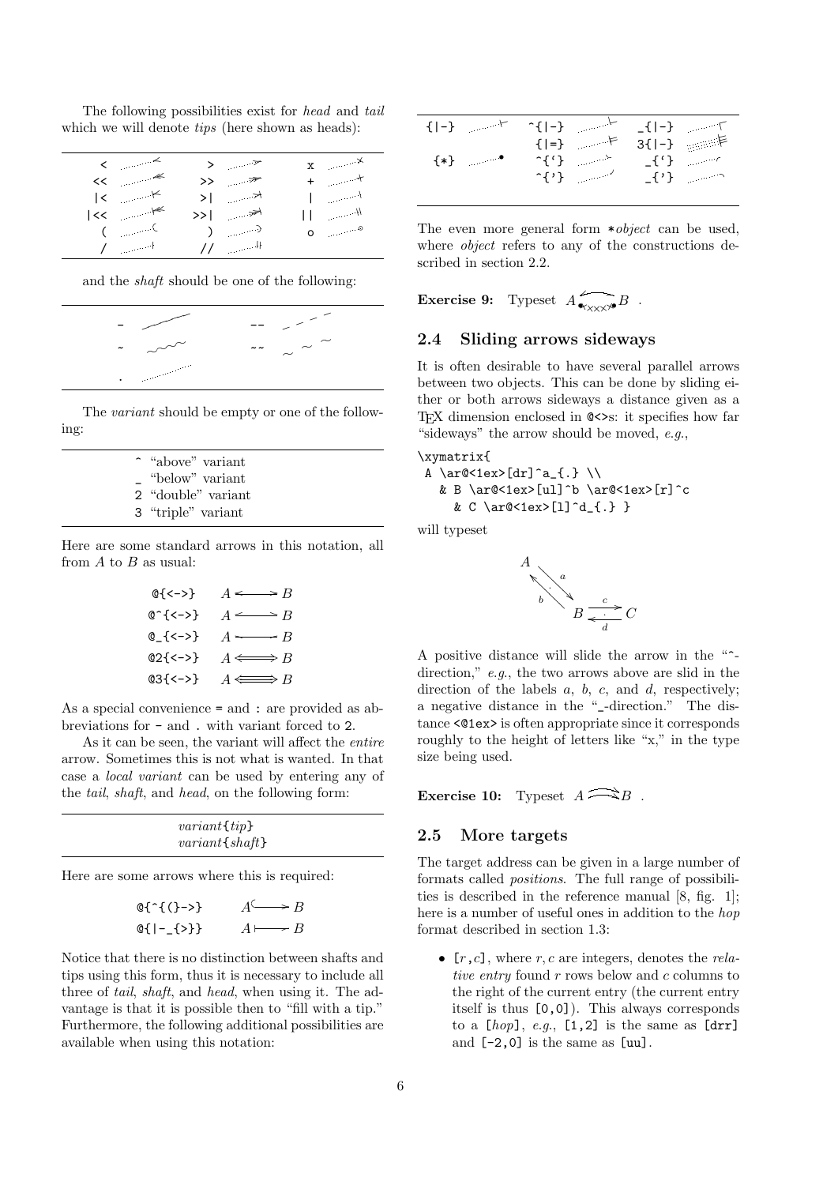The following possibilities exist for *head* and *tail* which we will denote *tips* (here shown as heads):

| | | |
|---|---|---|
| `<` | `>` | `x` |
| `<<` | `>>` | `+` |
| `\|<` | `>\|` | `\|` |
| `\|<<` | `>>\|` | `\|\|` |
| `(` | `)` | `o` |
| `/` | `//` | |

and the *shaft* should be one of the following:

| | |
|---|---|
| `-` | `--` |
| `~` | `~~` |
| `.` | |

The *variant* should be empty or one of the following:

| | |
|---|---|
| `^` | "above" variant |
| `_` | "below" variant |
| `2` | "double" variant |
| `3` | "triple" variant |

Here are some standard arrows in this notation, all from $A$ to $B$ as usual:

```
@{<->}
@^{<->}
@_{<->}
@2{<->}
@3{<->}
```

As a special convenience `=` and `:` are provided as abbreviations for `-` and `.` with variant forced to `2`.

As it can be seen, the variant will affect the *entire* arrow. Sometimes this is not what is wanted. In that case a *local variant* can be used by entering any of the *tail*, *shaft*, and *head*, on the following form:

*variant*`{`*tip*`}`
*variant*`{`*shaft*`}`

Here are some arrows where this is required:

```
@{^{(}->}
@{|-_{>}}
```

Notice that there is no distinction between shafts and tips using this form, thus it is necessary to include all three of *tail*, *shaft*, and *head*, when using it. The advantage is that it is possible then to "fill with a tip." Furthermore, the following additional possibilities are available when using this notation:

| | | |
|---|---|---|
| `{\|-}` | `^{\|-}` | `_{\|-}` |
| | `{\|=}` | `3{\|-}` |
| `{*}` | ``^{`}`` | ``_{`}`` |
| | `^{'}` | `_{'}` |

The even more general form `*`*object* can be used, where *object* refers to any of the constructions described in section 2.2.

**Exercise 9:** Typeset $A$ ... $B$ .

## 2.4 Sliding arrows sideways

It is often desirable to have several parallel arrows between two objects. This can be done by sliding either or both arrows sideways a distance given as a TeX dimension enclosed in `@<>`s: it specifies how far "sideways" the arrow should be moved, *e.g.*,

```
\xymatrix{
 A \ar@<1ex>[dr]^a_{.} \\
   & B \ar@<1ex>[ul]^b \ar@<1ex>[r]^c
     & C \ar@<1ex>[l]^d_{.} }
```

will typeset

A positive distance will slide the arrow in the "`^`-direction," *e.g.*, the two arrows above are slid in the direction of the labels $a$, $b$, $c$, and $d$, respectively; a negative distance in the "`_`-direction." The distance `<@1ex>` is often appropriate since it corresponds roughly to the height of letters like "x," in the type size being used.

**Exercise 10:** Typeset $A$ ... $B$ .

## 2.5 More targets

The target address can be given in a large number of formats called *positions*. The full range of possibilities is described in the reference manual [8, fig. 1]; here is a number of useful ones in addition to the *hop* format described in section 1.3:

- `[`$r$`,`$c$`]`, where $r, c$ are integers, denotes the *relative entry* found $r$ rows below and $c$ columns to the right of the current entry (the current entry itself is thus `[0,0]`). This always corresponds to a `[`*hop*`]`, *e.g.*, `[1,2]` is the same as `[drr]` and `[-2,0]` is the same as `[uu]`.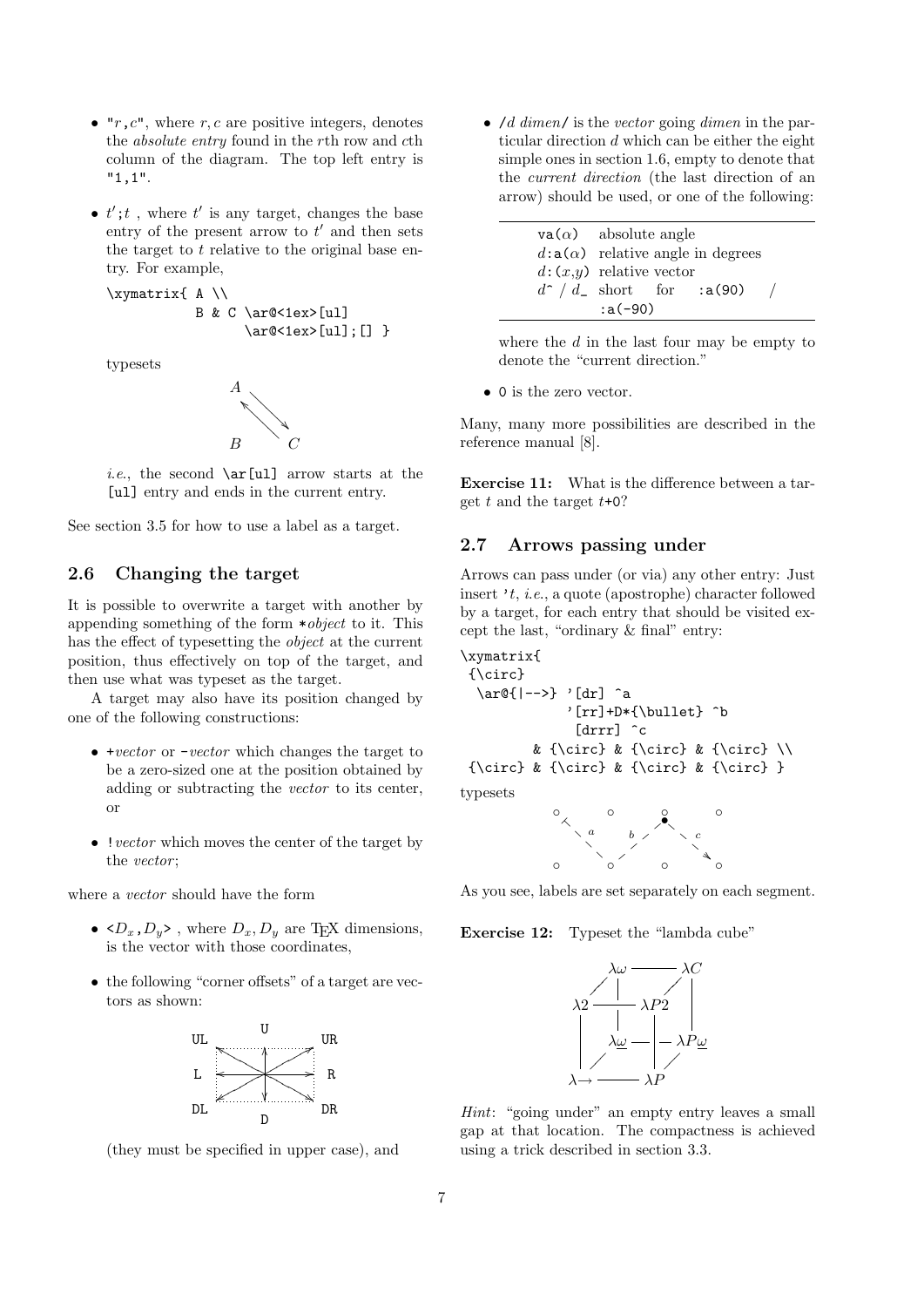- `"r,c"`, where $r, c$ are positive integers, denotes the *absolute entry* found in the $r$th row and $c$th column of the diagram. The top left entry is `"1,1"`.

- $t'$`;`$t$ , where $t'$ is any target, changes the base entry of the present arrow to $t'$ and then sets the target to $t$ relative to the original base entry. For example,

```
\xymatrix{ A \\
           B & C \ar@<1ex>[ul]
                 \ar@<1ex>[ul];[] }
```

typesets

*i.e.*, the second `\ar[ul]` arrow starts at the `[ul]` entry and ends in the current entry.

See section 3.5 for how to use a label as a target.

## 2.6 Changing the target

It is possible to overwrite a target with another by appending something of the form `*`*object* to it. This has the effect of typesetting the *object* at the current position, thus effectively on top of the target, and then use what was typeset as the target.

A target may also have its position changed by one of the following constructions:

- `+`*vector* or `-`*vector* which changes the target to be a zero-sized one at the position obtained by adding or subtracting the *vector* to its center, or

- `!`*vector* which moves the center of the target by the *vector*;

where a *vector* should have the form

- `<`$D_x$`,`$D_y$`>` , where $D_x, D_y$ are TEX dimensions, is the vector with those coordinates,

- the following "corner offsets" of a target are vectors as shown:

(they must be specified in upper case), and

- `/`*d dimen*`/` is the *vector* going *dimen* in the particular direction *d* which can be either the eight simple ones in section 1.6, empty to denote that the *current direction* (the last direction of an arrow) should be used, or one of the following:

| | |
|---|---|
| `va(`$\alpha$`)` | absolute angle |
| $d$`:a(`$\alpha$`)` | relative angle in degrees |
| $d$`:(`$x$`,`$y$`)` | relative vector |
| $d$`^` / $d$`_` | short for `:a(90)` / `:a(-90)` |

where the *d* in the last four may be empty to denote the "current direction."

- `0` is the zero vector.

Many, many more possibilities are described in the reference manual [8].

**Exercise 11:** What is the difference between a target $t$ and the target $t$`+0`?

## 2.7 Arrows passing under

Arrows can pass under (or via) any other entry: Just insert `'`$t$, *i.e.*, a quote (apostrophe) character followed by a target, for each entry that should be visited except the last, "ordinary & final" entry:

```
\xymatrix{
 {\circ}
  \ar@{|-->} '[dr] ^a
             '[rr]+D*{\bullet} ^b
              [drrr] ^c
        & {\circ} & {\circ} & {\circ} \\
 {\circ} & {\circ} & {\circ} & {\circ} }
```

typesets

As you see, labels are set separately on each segment.

**Exercise 12:** Typeset the "lambda cube"

*Hint*: "going under" an empty entry leaves a small gap at that location. The compactness is achieved using a trick described in section 3.3.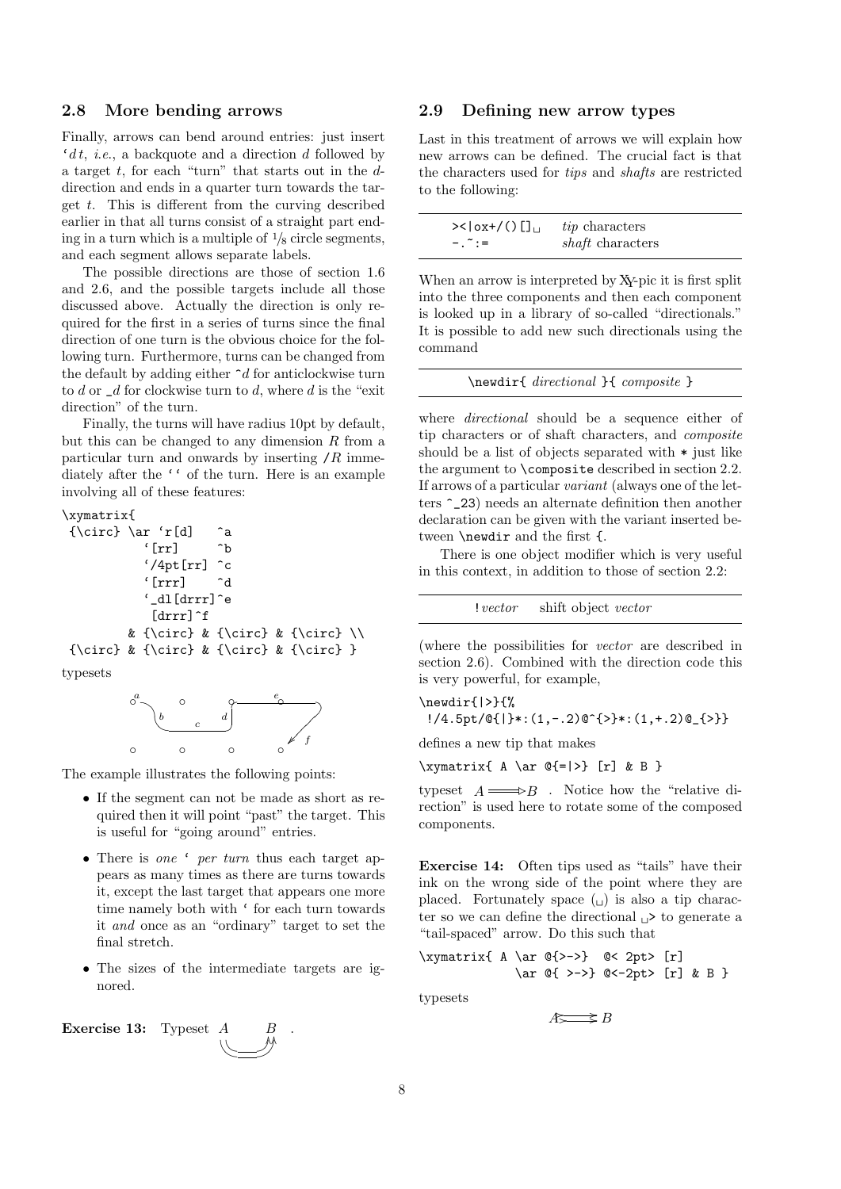## 2.8 More bending arrows

Finally, arrows can bend around entries: just insert '$d\,t$, *i.e.*, a backquote and a direction $d$ followed by a target $t$, for each "turn" that starts out in the $d$-direction and ends in a quarter turn towards the target $t$. This is different from the curving described earlier in that all turns consist of a straight part ending in a turn which is a multiple of $^1/_8$ circle segments, and each segment allows separate labels.

The possible directions are those of section 1.6 and 2.6, and the possible targets include all those discussed above. Actually the direction is only required for the first in a series of turns since the final direction of one turn is the obvious choice for the following turn. Furthermore, turns can be changed from the default by adding either ^$d$ for anticlockwise turn to $d$ or _$d$ for clockwise turn to $d$, where $d$ is the "exit direction" of the turn.

Finally, the turns will have radius 10pt by default, but this can be changed to any dimension $R$ from a particular turn and onwards by inserting /$R$ immediately after the '' of the turn. Here is an example involving all of these features:

```
\xymatrix{
 {\circ} \ar `r[d]   ^a
           `[rr]     ^b
           `/4pt[rr] ^c
           `[rrr]    ^d
           `_dl[drrr]^e
            [drrr]^f
        & {\circ} & {\circ} & {\circ} \\
 {\circ} & {\circ} & {\circ} & {\circ} }
```

typesets

The example illustrates the following points:

- If the segment can not be made as short as required then it will point "past" the target. This is useful for "going around" entries.
- There is *one* ' *per turn* thus each target appears as many times as there are turns towards it, except the last target that appears one more time namely both with ' for each turn towards it *and* once as an "ordinary" target to set the final stretch.
- The sizes of the intermediate targets are ignored.

**Exercise 13:** Typeset $A$ $B$ .

## 2.9 Defining new arrow types

Last in this treatment of arrows we will explain how new arrows can be defined. The crucial fact is that the characters used for *tips* and *shafts* are restricted to the following:

| | |
|---|---|
| `><\|ox+/()[]␣` | *tip* characters |
| `-.~:=` | *shaft* characters |

When an arrow is interpreted by XY-pic it is first split into the three components and then each component is looked up in a library of so-called "directionals." It is possible to add new such directionals using the command

```
\newdir{ directional }{ composite }
```

where *directional* should be a sequence either of tip characters or of shaft characters, and *composite* should be a list of objects separated with * just like the argument to \composite described in section 2.2. If arrows of a particular *variant* (always one of the letters ^_23) needs an alternate definition then another declaration can be given with the variant inserted between \newdir and the first {.

There is one object modifier which is very useful in this context, in addition to those of section 2.2:

| | |
|---|---|
| !*vector* | shift object *vector* |

(where the possibilities for *vector* are described in section 2.6). Combined with the direction code this is very powerful, for example,

```
\newdir{|>}{%
 !/4.5pt/@{|}*:(1,-.2)@^{>}*:(1,+.2)@_{>}}
```

defines a new tip that makes

```
\xymatrix{ A \ar @{=|>} [r] & B }
```

typeset $A \Longrightarrow B$ . Notice how the "relative direction" is used here to rotate some of the composed components.

**Exercise 14:** Often tips used as "tails" have their ink on the wrong side of the point where they are placed. Fortunately space (␣) is also a tip character so we can define the directional ␣> to generate a "tail-spaced" arrow. Do this such that

```
\xymatrix{ A \ar @{>->}  @< 2pt> [r]
           \ar @{ >->} @<-2pt> [r] & B }
```

typesets

$A \rightarrowtail\!\!\!\rightarrow B$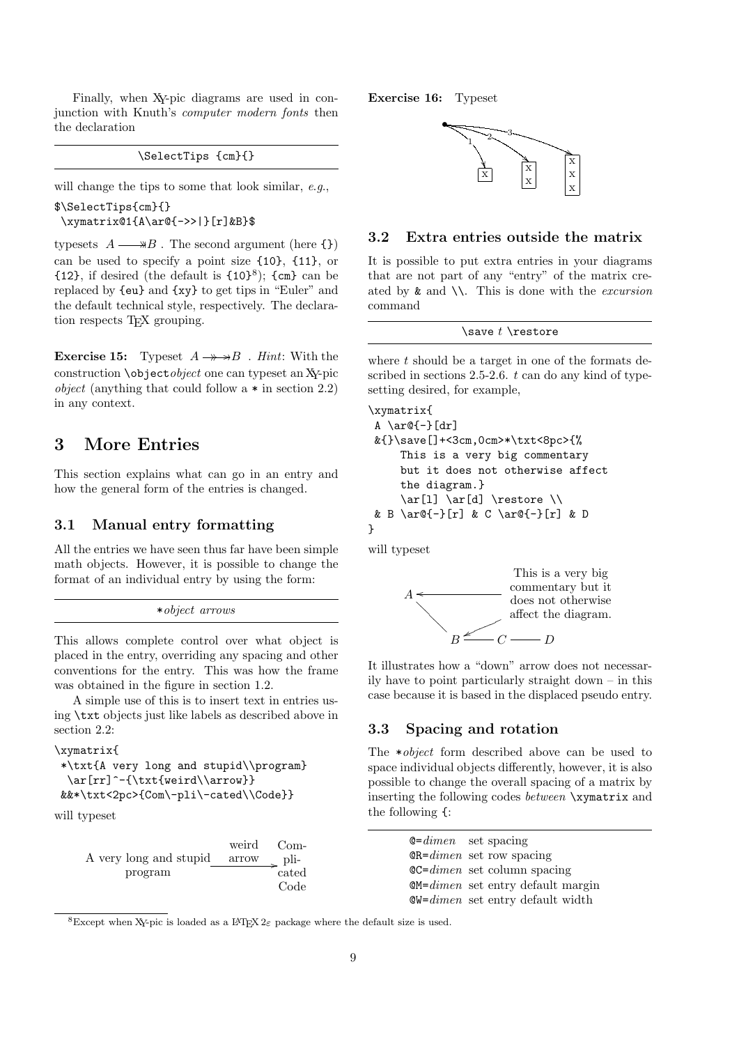Finally, when XY-pic diagrams are used in conjunction with Knuth's *computer modern fonts* then the declaration

```
\SelectTips {cm}{}
```

will change the tips to some that look similar, *e.g.*,

```
$\SelectTips{cm}{}
 \xymatrix@1{A\ar@{->>|}[r]&B}$
```

typesets $A \twoheadrightarrow B$ . The second argument (here {}) can be used to specify a point size {10}, {11}, or {12}, if desired (the default is {10}[8]); {cm} can be replaced by {eu} and {xy} to get tips in "Euler" and the default technical style, respectively. The declaration respects TEX grouping.

**Exercise 15:** Typeset $A \twoheadrightarrow\!\!\rightarrow B$ . *Hint*: With the construction \object*object* one can typeset an XY-pic *object* (anything that could follow a * in section 2.2) in any context.

# 3 More Entries

This section explains what can go in an entry and how the general form of the entries is changed.

## 3.1 Manual entry formatting

All the entries we have seen thus far have been simple math objects. However, it is possible to change the format of an individual entry by using the form:

```
*object arrows
```

This allows complete control over what object is placed in the entry, overriding any spacing and other conventions for the entry. This was how the frame was obtained in the figure in section 1.2.

A simple use of this is to insert text in entries using \txt objects just like labels as described above in section 2.2:

```
\xymatrix{
 *\txt{A very long and stupid\\program}
  \ar[rr]^-{\txt{weird\\arrow}}
 &&*\txt<2pc>{Com\-pli\-cated\\Code}}
```

will typeset

A very long and stupid program —weird arrow→ Com-pli-cated Code

**Exercise 16:** Typeset

## 3.2 Extra entries outside the matrix

It is possible to put extra entries in your diagrams that are not part of any "entry" of the matrix created by & and \\. This is done with the *excursion* command

```
\save t \restore
```

where *t* should be a target in one of the formats described in sections 2.5-2.6. *t* can do any kind of typesetting desired, for example,

```
\xymatrix{
 A \ar@{-}[dr]
 &{}\save[]+<3cm,0cm>*\txt<8pc>{%
     This is a very big commentary
     but it does not otherwise affect
     the diagram.}
     \ar[l] \ar[d] \restore \\
 & B \ar@{-}[r] & C \ar@{-}[r] & D
}
```

will typeset

$A$ ← This is a very big commentary but it does not otherwise affect the diagram. → $B$ — $C$ — $D$

It illustrates how a "down" arrow does not necessarily have to point particularly straight down – in this case because it is based in the displaced pseudo entry.

## 3.3 Spacing and rotation

The *\*object* form described above can be used to space individual objects differently, however, it is also possible to change the overall spacing of a matrix by inserting the following codes *between* \xymatrix and the following {:

| | |
|---|---|
| @=*dimen* | set spacing |
| @R=*dimen* | set row spacing |
| @C=*dimen* | set column spacing |
| @M=*dimen* | set entry default margin |
| @W=*dimen* | set entry default width |

[8] Except when XY-pic is loaded as a LATEX 2ε package where the default size is used.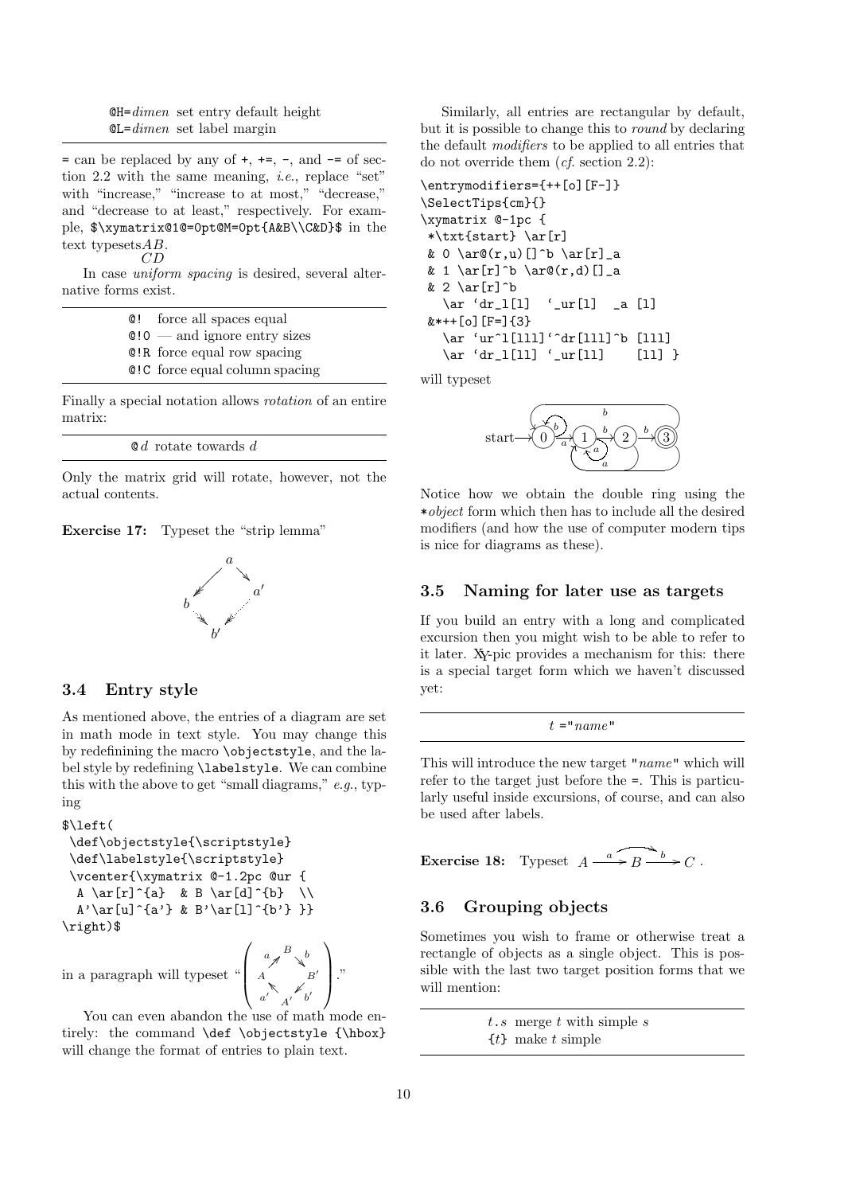| | |
|---|---|
| `@H=`*dimen* | set entry default height |
| `@L=`*dimen* | set label margin |

`=` can be replaced by any of `+`, `+=`, `-`, and `-=` of section 2.2 with the same meaning, *i.e.*, replace "set" with "increase," "increase to at most," "decrease," and "decrease to at least," respectively. For example, `$\xymatrix@1@=0pt@M=0pt{A&B\\C&D}$` in the text typesets $\begin{matrix}AB\\CD\end{matrix}$.

In case *uniform spacing* is desired, several alternative forms exist.

| | |
|---|---|
| `@!` | force all spaces equal |
| `@!0` | — and ignore entry sizes |
| `@!R` | force equal row spacing |
| `@!C` | force equal column spacing |

Finally a special notation allows *rotation* of an entire matrix:

| | |
|---|---|
| `@`$d$ | rotate towards $d$ |

Only the matrix grid will rotate, however, not the actual contents.

**Exercise 17:** Typeset the "strip lemma"

## 3.4 Entry style

As mentioned above, the entries of a diagram are set in math mode in text style. You may change this by redefinining the macro `\objectstyle`, and the label style by redefining `\labelstyle`. We can combine this with the above to get "small diagrams," *e.g.*, typing

```
$\left(
 \def\objectstyle{\scriptstyle}
 \def\labelstyle{\scriptstyle}
 \vcenter{\xymatrix @-1.2pc @ur {
  A \ar[r]^{a}  & B \ar[d]^{b}  \\
  A'\ar[u]^{a'} & B'\ar[l]^{b'} }}
\right)$
```

in a paragraph will typeset "( ... )."

You can even abandon the use of math mode entirely: the command `\def \objectstyle {\hbox}` will change the format of entries to plain text.

Similarly, all entries are rectangular by default, but it is possible to change this to *round* by declaring the default *modifiers* to be applied to all entries that do not override them (*cf.* section 2.2):

```
\entrymodifiers={++[o][F-]}
\SelectTips{cm}{}
\xymatrix @-1pc {
 *\txt{start} \ar[r]
 & 0 \ar@(r,u)[]^b \ar[r]_a
 & 1 \ar[r]^b \ar@(r,d)[]_a
 & 2 \ar[r]^b
   \ar `dr_l[l]  `_ur[l]  _a [l]
 &*++[o][F=]{3}
   \ar `ur^l[lll]`^dr[lll]^b [lll]
   \ar `dr_l[ll] `_ur[ll]    [ll] }
```

will typeset

Notice how we obtain the double ring using the \**object* form which then has to include all the desired modifiers (and how the use of computer modern tips is nice for diagrams as these).

## 3.5 Naming for later use as targets

If you build an entry with a long and complicated excursion then you might wish to be able to refer to it later. XY-pic provides a mechanism for this: there is a special target form which we haven't discussed yet:

| |
|---|
| $t$ `="`*name*`"` |

This will introduce the new target `"`*name*`"` which will refer to the target just before the `=`. This is particularly useful inside excursions, of course, and can also be used after labels.

**Exercise 18:** Typeset $A \xrightarrow{a} B \xrightarrow{b} C$ .

## 3.6 Grouping objects

Sometimes you wish to frame or otherwise treat a rectangle of objects as a single object. This is possible with the last two target position forms that we will mention:

| | |
|---|---|
| $t$`.`$s$ | merge $t$ with simple $s$ |
| `{`$t$`}` | make $t$ simple |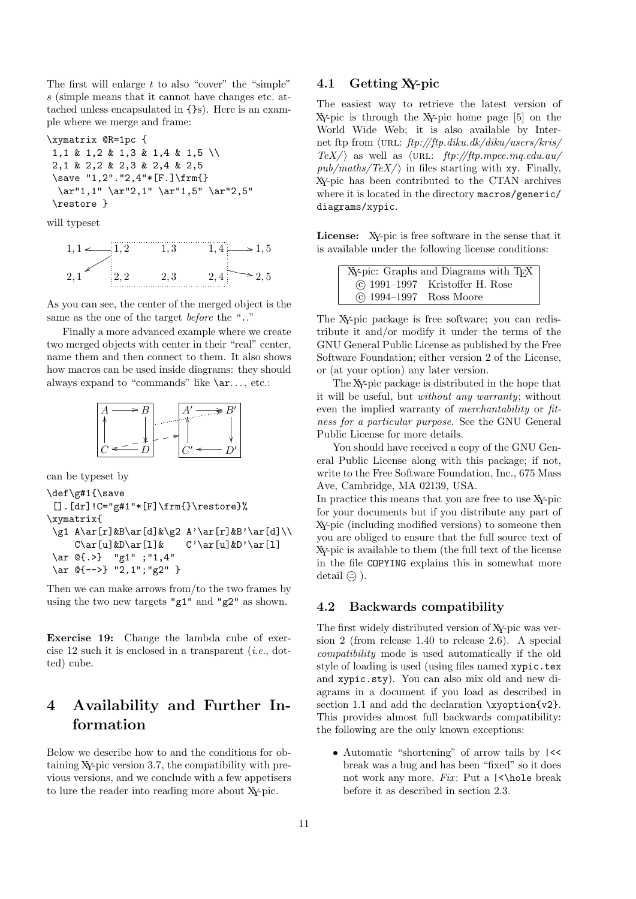The first will enlarge $t$ to also "cover" the "simple" $s$ (simple means that it cannot have changes etc. attached unless encapsulated in {}s). Here is an example where we merge and frame:

```
\xymatrix @R=1pc {
 1,1 & 1,2 & 1,3 & 1,4 & 1,5 \\
 2,1 & 2,2 & 2,3 & 2,4 & 2,5
 \save "1,2"."2,4"*[F.]\frm{}
  \ar"1,1" \ar"2,1" \ar"1,5" \ar"2,5"
 \restore }
```

will typeset

As you can see, the center of the merged object is the same as the one of the target *before* the ".."

Finally a more advanced example where we create two merged objects with center in their "real" center, name them and then connect to them. It also shows how macros can be used inside diagrams: they should always expand to "commands" like \ar. . . , etc.:

can be typeset by

```
\def\g#1{\save
 [].[dr]!C="g#1"*[F]\frm{}\restore}%
\xymatrix{
 \g1 A\ar[r]&B\ar[d]&\g2 A'\ar[r]&B'\ar[d]\\
     C\ar[u]&D\ar[l]&    C'\ar[u]&D'\ar[l]
 \ar @{.>}  "g1" ;"1,4"
 \ar @{-->} "2,1";"g2" }
```

Then we can make arrows from/to the two frames by using the two new targets "g1" and "g2" as shown.

**Exercise 19:** Change the lambda cube of exercise 12 such it is enclosed in a transparent (*i.e.*, dotted) cube.

# 4 Availability and Further Information

Below we describe how to and the conditions for obtaining XY-pic version 3.7, the compatibility with previous versions, and we conclude with a few appetisers to lure the reader into reading more about XY-pic.

## 4.1 Getting XY-pic

The easiest way to retrieve the latest version of XY-pic is through the XY-pic home page [5] on the World Wide Web; it is also available by Internet ftp from ⟨URL: *ftp://ftp.diku.dk/diku/users/kris/TeX/*⟩ as well as ⟨URL: *ftp://ftp.mpce.mq.edu.au/pub/maths/TeX/*⟩ in files starting with xy. Finally, XY-pic has been contributed to the CTAN archives where it is located in the directory macros/generic/diagrams/xypic.

**License:** XY-pic is free software in the sense that it is available under the following license conditions:

| XY-pic: Graphs and Diagrams with TEX |
|---|
| © 1991–1997 Kristoffer H. Rose |
| © 1994–1997 Ross Moore |

The XY-pic package is free software; you can redistribute it and/or modify it under the terms of the GNU General Public License as published by the Free Software Foundation; either version 2 of the License, or (at your option) any later version.

The XY-pic package is distributed in the hope that it will be useful, but *without any warranty*; without even the implied warranty of *merchantability* or *fitness for a particular purpose*. See the GNU General Public License for more details.

You should have received a copy of the GNU General Public License along with this package; if not, write to the Free Software Foundation, Inc., 675 Mass Ave, Cambridge, MA 02139, USA.

In practice this means that you are free to use XY-pic for your documents but if you distribute any part of XY-pic (including modified versions) to someone then you are obliged to ensure that the full source text of XY-pic is available to them (the full text of the license in the file COPYING explains this in somewhat more detail ☺ ).

## 4.2 Backwards compatibility

The first widely distributed version of XY-pic was version 2 (from release 1.40 to release 2.6). A special *compatibility* mode is used automatically if the old style of loading is used (using files named xypic.tex and xypic.sty). You can also mix old and new diagrams in a document if you load as described in section 1.1 and add the declaration \xyoption{v2}. This provides almost full backwards compatibility: the following are the only known exceptions:

- Automatic "shortening" of arrow tails by |<< break was a bug and has been "fixed" so it does not work any more. *Fix*: Put a |<\hole break before it as described in section 2.3.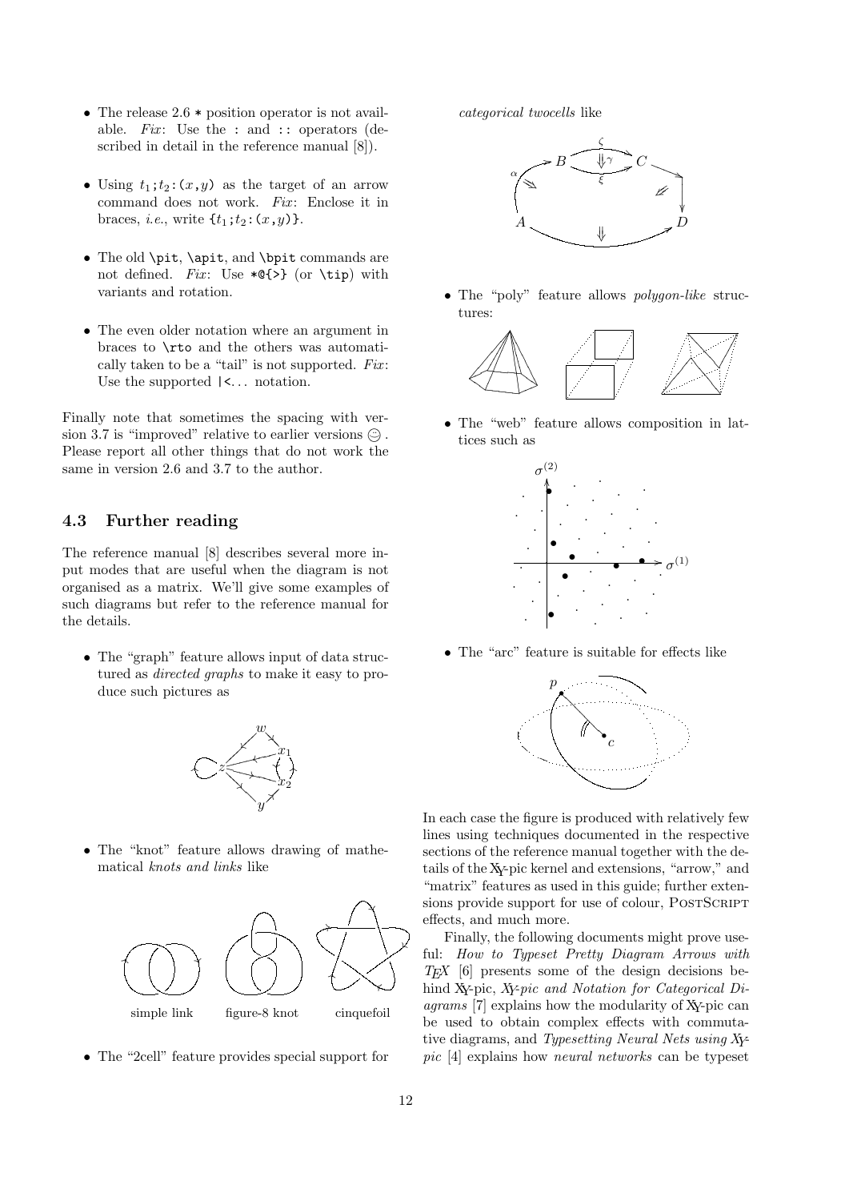- The release 2.6 * position operator is not available. *Fix*: Use the : and :: operators (described in detail in the reference manual [8]).

- Using $t_1$;$t_2$:($x$,$y$) as the target of an arrow command does not work. *Fix*: Enclose it in braces, *i.e.*, write {$t_1$;$t_2$:($x$,$y$)}.

- The old `\pit`, `\apit`, and `\bpit` commands are not defined. *Fix*: Use `*@{>}` (or `\tip`) with variants and rotation.

- The even older notation where an argument in braces to `\rto` and the others was automatically taken to be a "tail" is not supported. *Fix*: Use the supported `|<`... notation.

Finally note that sometimes the spacing with version 3.7 is "improved" relative to earlier versions ☺. Please report all other things that do not work the same in version 2.6 and 3.7 to the author.

### 4.3 Further reading

The reference manual [8] describes several more input modes that are useful when the diagram is not organised as a matrix. We'll give some examples of such diagrams but refer to the reference manual for the details.

- The "graph" feature allows input of data structured as *directed graphs* to make it easy to produce such pictures as

- The "knot" feature allows drawing of mathematical *knots and links* like

simple link    figure-8 knot    cinquefoil

- The "2cell" feature provides special support for *categorical twocells* like

- The "poly" feature allows *polygon-like* structures:

- The "web" feature allows composition in lattices such as

- The "arc" feature is suitable for effects like

In each case the figure is produced with relatively few lines using techniques documented in the respective sections of the reference manual together with the details of the XY-pic kernel and extensions, "arrow," and "matrix" features as used in this guide; further extensions provide support for use of colour, POSTSCRIPT effects, and much more.

Finally, the following documents might prove useful: *How to Typeset Pretty Diagram Arrows with TEX* [6] presents some of the design decisions behind XY-pic, *XY-pic and Notation for Categorical Diagrams* [7] explains how the modularity of XY-pic can be used to obtain complex effects with commutative diagrams, and *Typesetting Neural Nets using XY-pic* [4] explains how *neural networks* can be typeset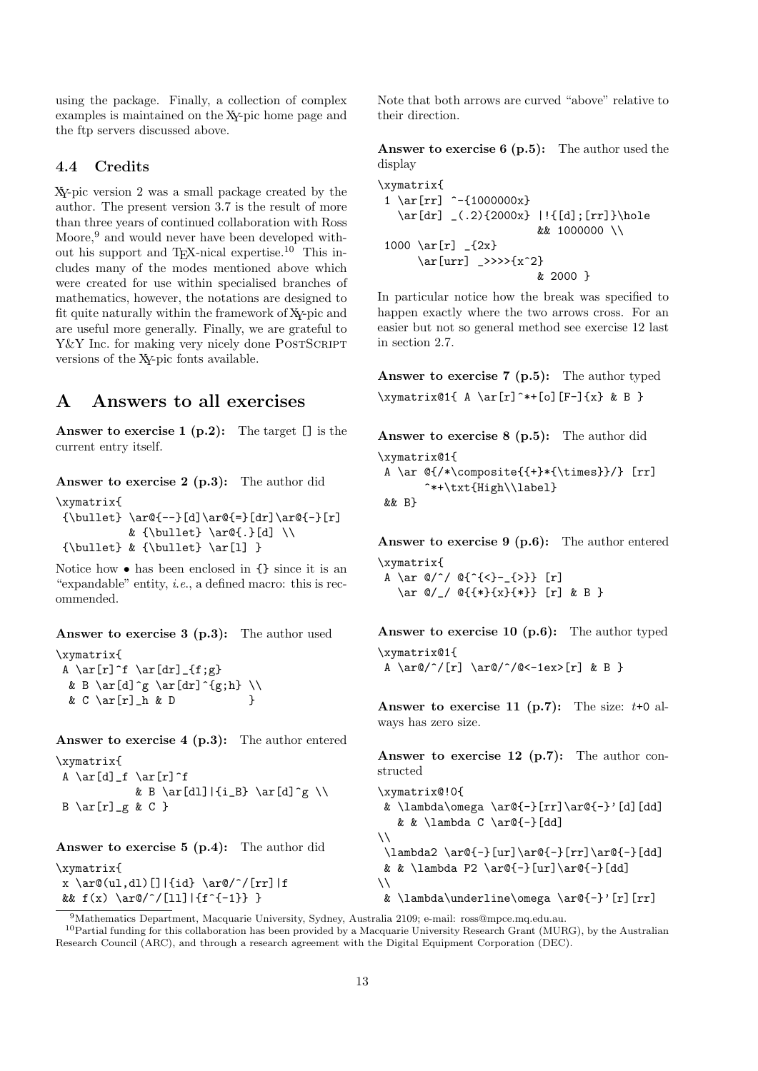using the package. Finally, a collection of complex examples is maintained on the XY-pic home page and the ftp servers discussed above.

### 4.4 Credits

XY-pic version 2 was a small package created by the author. The present version 3.7 is the result of more than three years of continued collaboration with Ross Moore,[9] and would never have been developed without his support and TEX-nical expertise.[10] This includes many of the modes mentioned above which were created for use within specialised branches of mathematics, however, the notations are designed to fit quite naturally within the framework of XY-pic and are useful more generally. Finally, we are grateful to Y&Y Inc. for making very nicely done PostScript versions of the XY-pic fonts available.

## A Answers to all exercises

**Answer to exercise 1 (p.2):** The target [] is the current entry itself.

**Answer to exercise 2 (p.3):** The author did

```
\xymatrix{
 {\bullet} \ar@{--}[d]\ar@{=}[dr]\ar@{-}[r]
           & {\bullet} \ar@{.}[d] \\
 {\bullet} & {\bullet} \ar[l] }
```

Notice how • has been enclosed in {} since it is an "expandable" entity, *i.e.*, a defined macro: this is recommended.

**Answer to exercise 3 (p.3):** The author used

```
\xymatrix{
 A \ar[r]^f \ar[dr]_{f;g}
  & B \ar[d]^g \ar[dr]^{g;h} \\
  & C \ar[r]_h & D            }
```

**Answer to exercise 4 (p.3):** The author entered

```
\xymatrix{
 A \ar[d]_f \ar[r]^f
            & B \ar[dl]|{i_B} \ar[d]^g \\
 B \ar[r]_g & C }
```

**Answer to exercise 5 (p.4):** The author did

```
\xymatrix{
 x \ar@(ul,dl)[]|{id} \ar@/^/[rr]|f
 && f(x) \ar@/^/[ll]|{f^{-1}} }
```

Note that both arrows are curved "above" relative to their direction.

**Answer to exercise 6 (p.5):** The author used the display

```
\xymatrix{
 1 \ar[rr] ^-{1000000x}
   \ar[dr] _(.2){2000x} |!{[d];[rr]}\hole
                        && 1000000 \\
 1000 \ar[r] _{2x}
      \ar[urr] _>>>>{x^2}
                        & 2000 }
```

In particular notice how the break was specified to happen exactly where the two arrows cross. For an easier but not so general method see exercise 12 last in section 2.7.

**Answer to exercise 7 (p.5):** The author typed

```
\xymatrix@1{ A \ar[r]^*+[o][F-]{x} & B }
```

**Answer to exercise 8 (p.5):** The author did

```
\xymatrix@1{
 A \ar @{/*\composite{{+}*{\times}}/} [rr]
       ^*+\txt{High\\label}
 && B}
```

**Answer to exercise 9 (p.6):** The author entered

```
\xymatrix{
 A \ar @/^/ @{^{<}-_{>}} [r]
   \ar @/_/ @{{*}{x}{*}} [r] & B }
```

**Answer to exercise 10 (p.6):** The author typed

```
\xymatrix@1{
 A \ar@/^/[r] \ar@/^/@<-1ex>[r] & B }
```

**Answer to exercise 11 (p.7):** The size: *t*+0 always has zero size.

**Answer to exercise 12 (p.7):** The author constructed

```
\xymatrix@!0{
 & \lambda\omega \ar@{-}[rr]\ar@{-}'[d][dd]
   & & \lambda C \ar@{-}[dd]
\\
 \lambda2 \ar@{-}[ur]\ar@{-}[rr]\ar@{-}[dd]
 & & \lambda P2 \ar@{-}[ur]\ar@{-}[dd]
\\
 & \lambda\underline\omega \ar@{-}'[r][rr]
```

[9] Mathematics Department, Macquarie University, Sydney, Australia 2109; e-mail: ross@mpce.mq.edu.au.

[10] Partial funding for this collaboration has been provided by a Macquarie University Research Grant (MURG), by the Australian Research Council (ARC), and through a research agreement with the Digital Equipment Corporation (DEC).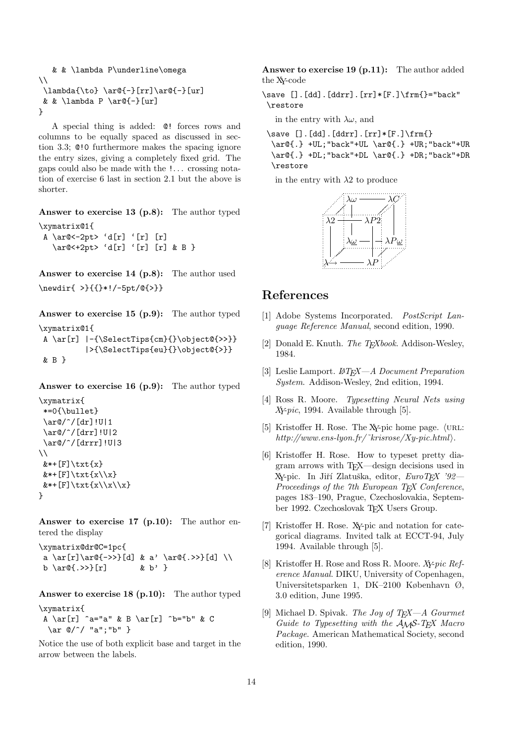```
   & & \lambda P\underline\omega
\\
 \lambda{\to} \ar@{-}[rr]\ar@{-}[ur]
 & & \lambda P \ar@{-}[ur]
}
```

A special thing is added: `@!` forces rows and columns to be equally spaced as discussed in section 3.3; `@!0` furthermore makes the spacing ignore the entry sizes, giving a completely fixed grid. The gaps could also be made with the `!`... crossing notation of exercise 6 last in section 2.1 but the above is shorter.

**Answer to exercise 13 (p.8):** The author typed

```
\xymatrix@1{
 A \ar@<-2pt> `d[r] `[r] [r]
   \ar@<+2pt> `d[r] `[r] [r] & B }
```

**Answer to exercise 14 (p.8):** The author used

```
\newdir{ >}{{}*!/-5pt/@{>}}
```

**Answer to exercise 15 (p.9):** The author typed

```
\xymatrix@1{
 A \ar[r] |-{\SelectTips{cm}{}\object@{>>}}
          |>{\SelectTips{eu}{}\object@{>}}
 & B }
```

**Answer to exercise 16 (p.9):** The author typed

```
\xymatrix{
 *=0{\bullet}
 \ar@/^/[dr]!U|1
 \ar@/^/[drr]!U|2
 \ar@/^/[drrr]!U|3
\\
 &*+[F]\txt{x}
 &*+[F]\txt{x\\x}
 &*+[F]\txt{x\\x\\x}
}
```

**Answer to exercise 17 (p.10):** The author entered the display

```
\xymatrix@dr@C=1pc{
 a \ar[r]\ar@{->>}[d] & a' \ar@{.>>}[d] \\
 b \ar@{.>>}[r]       & b' }
```

**Answer to exercise 18 (p.10):** The author typed

```
\xymatrix{
 A \ar[r] ^a="a" & B \ar[r] ^b="b" & C
  \ar @/^/ "a";"b" }
```

Notice the use of both explicit base and target in the arrow between the labels.

**Answer to exercise 19 (p.11):** The author added the Xy-code

```
\save [].[dd].[ddrr].[rr]*[F.]\frm{}="back"
 \restore
```

in the entry with $\lambda\omega$, and

```
\save [].[dd].[ddrr].[rr]*[F.]\frm{}
 \ar@{.} +UL;"back"+UL \ar@{.} +UR;"back"+UR
 \ar@{.} +DL;"back"+DL \ar@{.} +DR;"back"+DR
 \restore
```

in the entry with $\lambda 2$ to produce

$\lambda\omega$ — $\lambda C$, $\lambda 2$ — $\lambda P2$, $\lambda\underline{\omega}$ — $\lambda P\underline{\omega}$, $\lambda\!\to$ — $\lambda P$

# References

[1] Adobe Systems Incorporated. *PostScript Language Reference Manual*, second edition, 1990.

[2] Donald E. Knuth. *The TEXbook*. Addison-Wesley, 1984.

[3] Leslie Lamport. *LATEX—A Document Preparation System*. Addison-Wesley, 2nd edition, 1994.

[4] Ross R. Moore. *Typesetting Neural Nets using Xy-pic*, 1994. Available through [5].

[5] Kristoffer H. Rose. The Xy-pic home page. ⟨URL: *http://www.ens-lyon.fr/~krisrose/Xy-pic.html*⟩.

[6] Kristoffer H. Rose. How to typeset pretty diagram arrows with TEX—design decisions used in Xy-pic. In Jiří Zlatuška, editor, *EuroTEX '92—Proceedings of the 7th European TEX Conference*, pages 183–190, Prague, Czechoslovakia, September 1992. Czechoslovak TEX Users Group.

[7] Kristoffer H. Rose. Xy-pic and notation for categorical diagrams. Invited talk at ECCT-94, July 1994. Available through [5].

[8] Kristoffer H. Rose and Ross R. Moore. *Xy-pic Reference Manual*. DIKU, University of Copenhagen, Universitetsparken 1, DK–2100 København Ø, 3.0 edition, June 1995.

[9] Michael D. Spivak. *The Joy of TEX—A Gourmet Guide to Typesetting with the AMS-TEX Macro Package*. American Mathematical Society, second edition, 1990.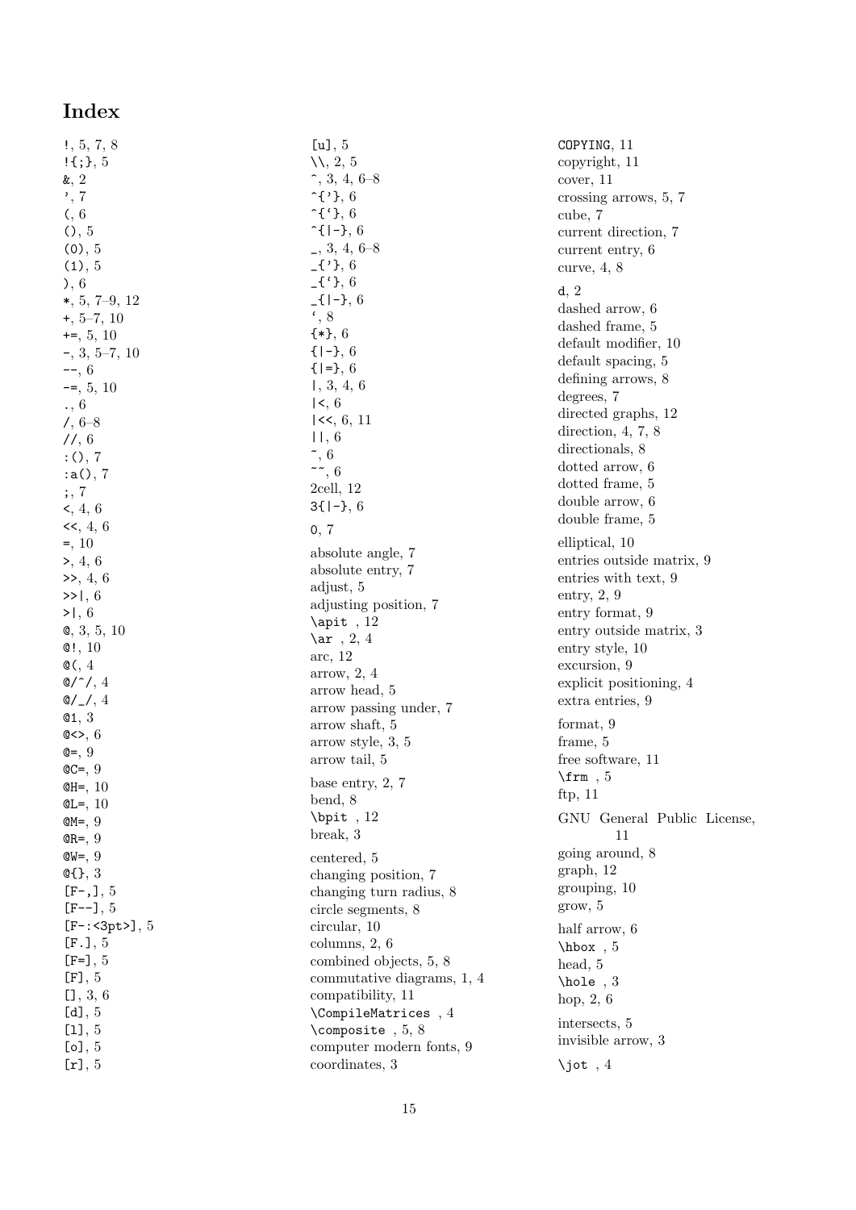# Index

!, 5, 7, 8
!{;}, 5
&, 2
', 7
(, 6
(), 5
(0), 5
(1), 5
), 6
*, 5, 7–9, 12
+, 5–7, 10
+=, 5, 10
-, 3, 5–7, 10
--, 6
-=, 5, 10
., 6
/, 6–8
//, 6
:(), 7
:a(), 7
;, 7
<, 4, 6
<<, 4, 6
=, 10
>, 4, 6
>>, 4, 6
>>|, 6
>|, 6
@, 3, 5, 10
@!, 10
@(, 4
@/^/, 4
@/_/, 4
@1, 3
@<>, 6
@=, 9
@C=, 9
@H=, 10
@L=, 10
@M=, 9
@R=, 9
@W=, 9
@{}, 3
[F-,], 5
[F--], 5
[F-:<3pt>], 5
[F.], 5
[F=], 5
[F], 5
[], 3, 6
[d], 5
[l], 5
[o], 5
[r], 5
[u], 5
\\, 2, 5
^, 3, 4, 6–8
^{'}, 6
^{`}, 6
^{|-}, 6
_, 3, 4, 6–8
_{'}, 6
_{`}, 6
_{|-}, 6
`, 8
{*}, 6
{|-}, 6
{|=}, 6
|, 3, 4, 6
|<, 6
|<<, 6, 11
||, 6
~, 6
~~, 6
2cell, 12
3{|-}, 6

0, 7

absolute angle, 7
absolute entry, 7
adjust, 5
adjusting position, 7
\apit , 12
\ar , 2, 4
arc, 12
arrow, 2, 4
arrow head, 5
arrow passing under, 7
arrow shaft, 5
arrow style, 3, 5
arrow tail, 5

base entry, 2, 7
bend, 8
\bpit , 12
break, 3

centered, 5
changing position, 7
changing turn radius, 8
circle segments, 8
circular, 10
columns, 2, 6
combined objects, 5, 8
commutative diagrams, 1, 4
compatibility, 11
\CompileMatrices , 4
\composite , 5, 8
computer modern fonts, 9
coordinates, 3
COPYING, 11
copyright, 11
cover, 11
crossing arrows, 5, 7
cube, 7
current direction, 7
current entry, 6
curve, 4, 8

d, 2
dashed arrow, 6
dashed frame, 5
default modifier, 10
default spacing, 5
defining arrows, 8
degrees, 7
directed graphs, 12
direction, 4, 7, 8
directionals, 8
dotted arrow, 6
dotted frame, 5
double arrow, 6
double frame, 5

elliptical, 10
entries outside matrix, 9
entries with text, 9
entry, 2, 9
entry format, 9
entry outside matrix, 3
entry style, 10
excursion, 9
explicit positioning, 4
extra entries, 9

format, 9
frame, 5
free software, 11
\frm , 5
ftp, 11

GNU General Public License, 11
going around, 8
graph, 12
grouping, 10
grow, 5

half arrow, 6
\hbox , 5
head, 5
\hole , 3
hop, 2, 6

intersects, 5
invisible arrow, 3

\jot , 4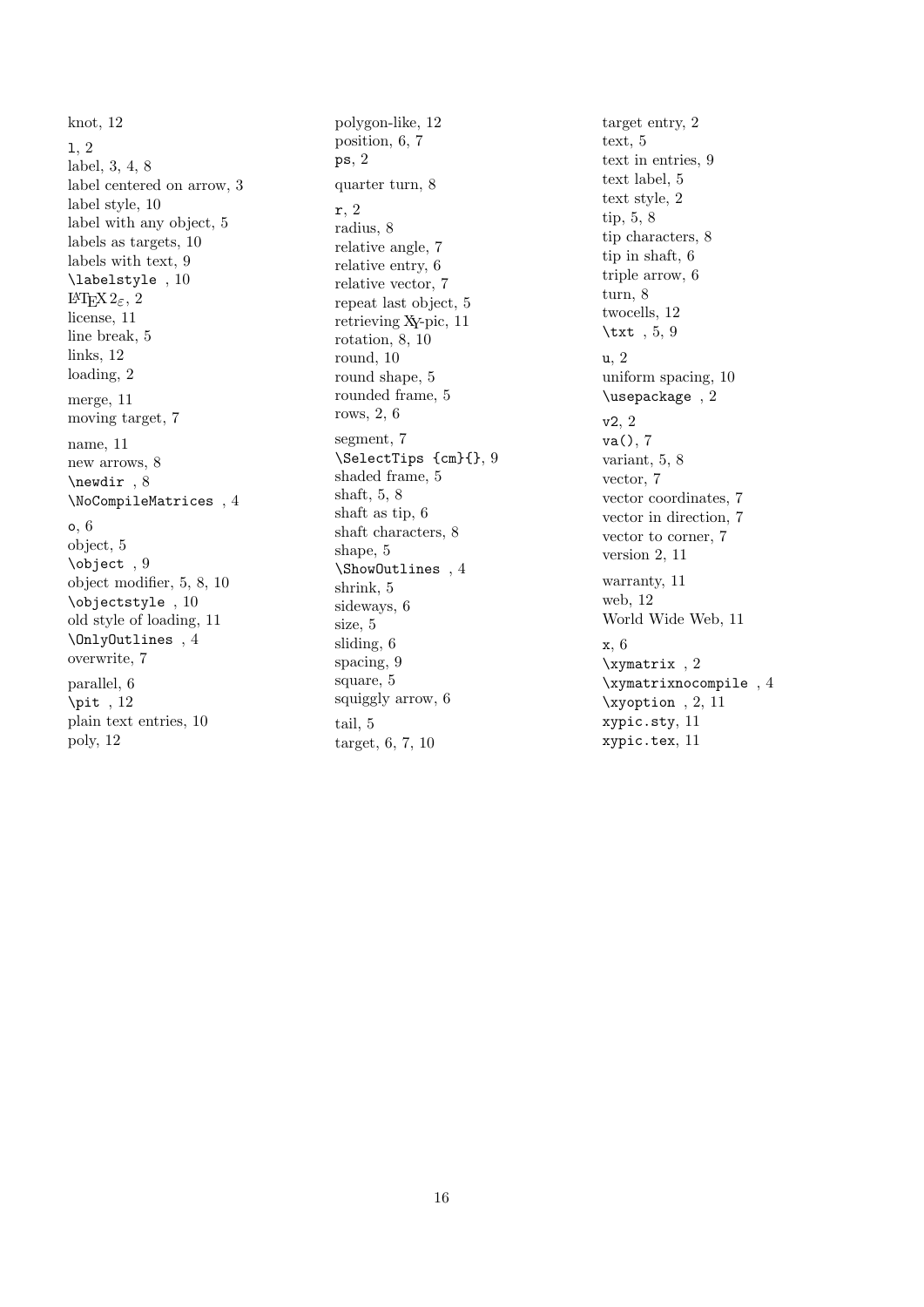knot, 12

`l`, 2
label, 3, 4, 8
label centered on arrow, 3
label style, 10
label with any object, 5
labels as targets, 10
labels with text, 9
`\labelstyle` , 10
LaTeX $2_\varepsilon$, 2
license, 11
line break, 5
links, 12
loading, 2

merge, 11
moving target, 7

name, 11
new arrows, 8
`\newdir` , 8
`\NoCompileMatrices` , 4

`o`, 6
object, 5
`\object` , 9
object modifier, 5, 8, 10
`\objectstyle` , 10
old style of loading, 11
`\OnlyOutlines` , 4
overwrite, 7

parallel, 6
`\pit` , 12
plain text entries, 10
poly, 12
polygon-like, 12
position, 6, 7
`ps`, 2

quarter turn, 8

`r`, 2
radius, 8
relative angle, 7
relative entry, 6
relative vector, 7
repeat last object, 5
retrieving XY-pic, 11
rotation, 8, 10
round, 10
round shape, 5
rounded frame, 5
rows, 2, 6

segment, 7
`\SelectTips {cm}{}`, 9
shaded frame, 5
shaft, 5, 8
shaft as tip, 6
shaft characters, 8
shape, 5
`\ShowOutlines` , 4
shrink, 5
sideways, 6
size, 5
sliding, 6
spacing, 9
square, 5
squiggly arrow, 6

tail, 5
target, 6, 7, 10
target entry, 2
text, 5
text in entries, 9
text label, 5
text style, 2
tip, 5, 8
tip characters, 8
tip in shaft, 6
triple arrow, 6
turn, 8
twocells, 12
`\txt` , 5, 9

`u`, 2
uniform spacing, 10
`\usepackage` , 2

`v2`, 2
`va()`, 7
variant, 5, 8
vector, 7
vector coordinates, 7
vector in direction, 7
vector to corner, 7
version 2, 11

warranty, 11
web, 12
World Wide Web, 11

`x`, 6
`\xymatrix` , 2
`\xymatrixnocompile` , 4
`\xyoption` , 2, 11
`xypic.sty`, 11
`xypic.tex`, 11